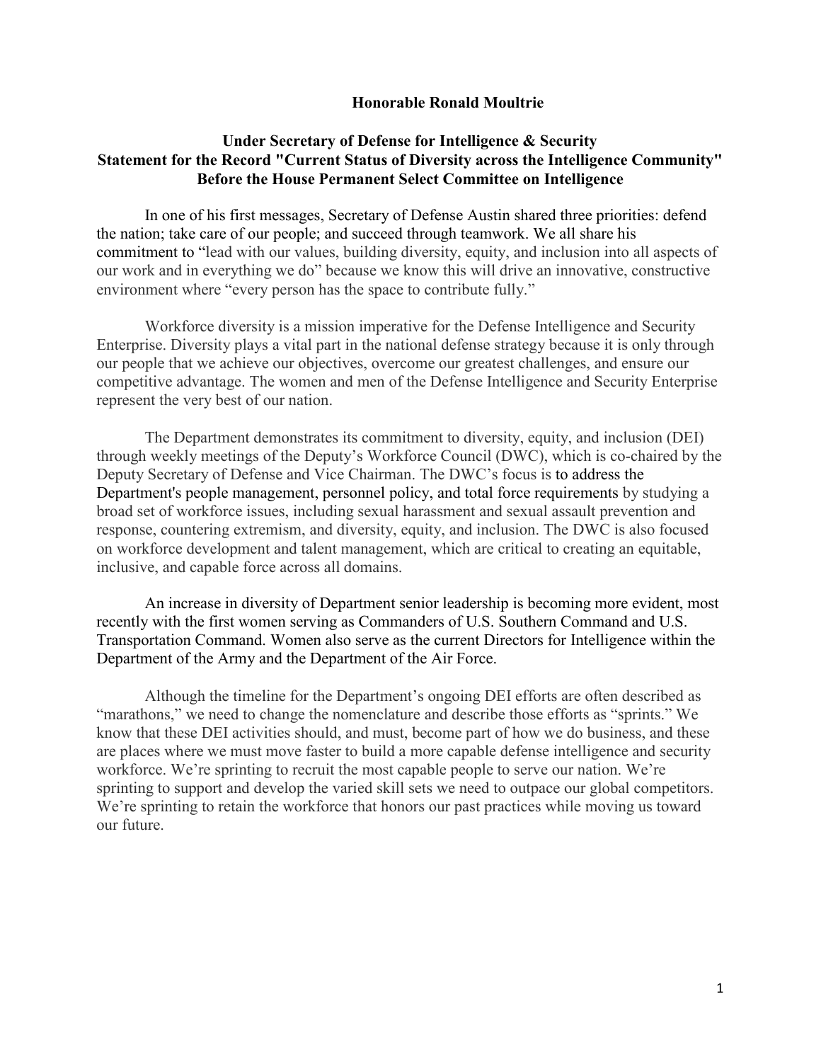**Honorable Ronald Moultrie**

**Under Secretary of Defense for Intelligence & Security**
**Statement for the Record "Current Status of Diversity across the Intelligence Community"**
**Before the House Permanent Select Committee on Intelligence**

In one of his first messages, Secretary of Defense Austin shared three priorities: defend the nation; take care of our people; and succeed through teamwork. We all share his commitment to "lead with our values, building diversity, equity, and inclusion into all aspects of our work and in everything we do" because we know this will drive an innovative, constructive environment where "every person has the space to contribute fully."

Workforce diversity is a mission imperative for the Defense Intelligence and Security Enterprise. Diversity plays a vital part in the national defense strategy because it is only through our people that we achieve our objectives, overcome our greatest challenges, and ensure our competitive advantage. The women and men of the Defense Intelligence and Security Enterprise represent the very best of our nation.

The Department demonstrates its commitment to diversity, equity, and inclusion (DEI) through weekly meetings of the Deputy's Workforce Council (DWC), which is co-chaired by the Deputy Secretary of Defense and Vice Chairman. The DWC's focus is to address the Department's people management, personnel policy, and total force requirements by studying a broad set of workforce issues, including sexual harassment and sexual assault prevention and response, countering extremism, and diversity, equity, and inclusion. The DWC is also focused on workforce development and talent management, which are critical to creating an equitable, inclusive, and capable force across all domains.

An increase in diversity of Department senior leadership is becoming more evident, most recently with the first women serving as Commanders of U.S. Southern Command and U.S. Transportation Command. Women also serve as the current Directors for Intelligence within the Department of the Army and the Department of the Air Force.

Although the timeline for the Department's ongoing DEI efforts are often described as "marathons," we need to change the nomenclature and describe those efforts as "sprints." We know that these DEI activities should, and must, become part of how we do business, and these are places where we must move faster to build a more capable defense intelligence and security workforce. We're sprinting to recruit the most capable people to serve our nation. We're sprinting to support and develop the varied skill sets we need to outpace our global competitors. We're sprinting to retain the workforce that honors our past practices while moving us toward our future.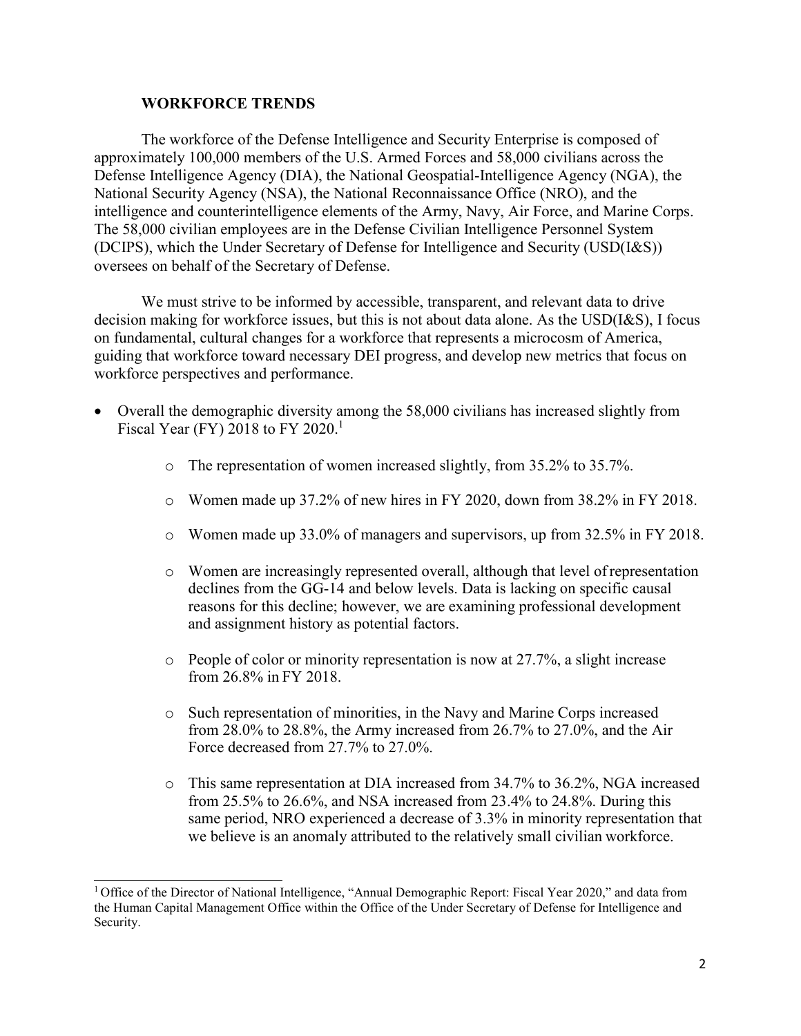## WORKFORCE TRENDS

The workforce of the Defense Intelligence and Security Enterprise is composed of approximately 100,000 members of the U.S. Armed Forces and 58,000 civilians across the Defense Intelligence Agency (DIA), the National Geospatial-Intelligence Agency (NGA), the National Security Agency (NSA), the National Reconnaissance Office (NRO), and the intelligence and counterintelligence elements of the Army, Navy, Air Force, and Marine Corps. The 58,000 civilian employees are in the Defense Civilian Intelligence Personnel System (DCIPS), which the Under Secretary of Defense for Intelligence and Security (USD(I&S)) oversees on behalf of the Secretary of Defense.

We must strive to be informed by accessible, transparent, and relevant data to drive decision making for workforce issues, but this is not about data alone. As the USD(I&S), I focus on fundamental, cultural changes for a workforce that represents a microcosm of America, guiding that workforce toward necessary DEI progress, and develop new metrics that focus on workforce perspectives and performance.

- Overall the demographic diversity among the 58,000 civilians has increased slightly from Fiscal Year (FY) 2018 to FY 2020.[1]
  - The representation of women increased slightly, from 35.2% to 35.7%.
  - Women made up 37.2% of new hires in FY 2020, down from 38.2% in FY 2018.
  - Women made up 33.0% of managers and supervisors, up from 32.5% in FY 2018.
  - Women are increasingly represented overall, although that level of representation declines from the GG-14 and below levels. Data is lacking on specific causal reasons for this decline; however, we are examining professional development and assignment history as potential factors.
  - People of color or minority representation is now at 27.7%, a slight increase from 26.8% in FY 2018.
  - Such representation of minorities, in the Navy and Marine Corps increased from 28.0% to 28.8%, the Army increased from 26.7% to 27.0%, and the Air Force decreased from 27.7% to 27.0%.
  - This same representation at DIA increased from 34.7% to 36.2%, NGA increased from 25.5% to 26.6%, and NSA increased from 23.4% to 24.8%. During this same period, NRO experienced a decrease of 3.3% in minority representation that we believe is an anomaly attributed to the relatively small civilian workforce.

[1] Office of the Director of National Intelligence, "Annual Demographic Report: Fiscal Year 2020," and data from the Human Capital Management Office within the Office of the Under Secretary of Defense for Intelligence and Security.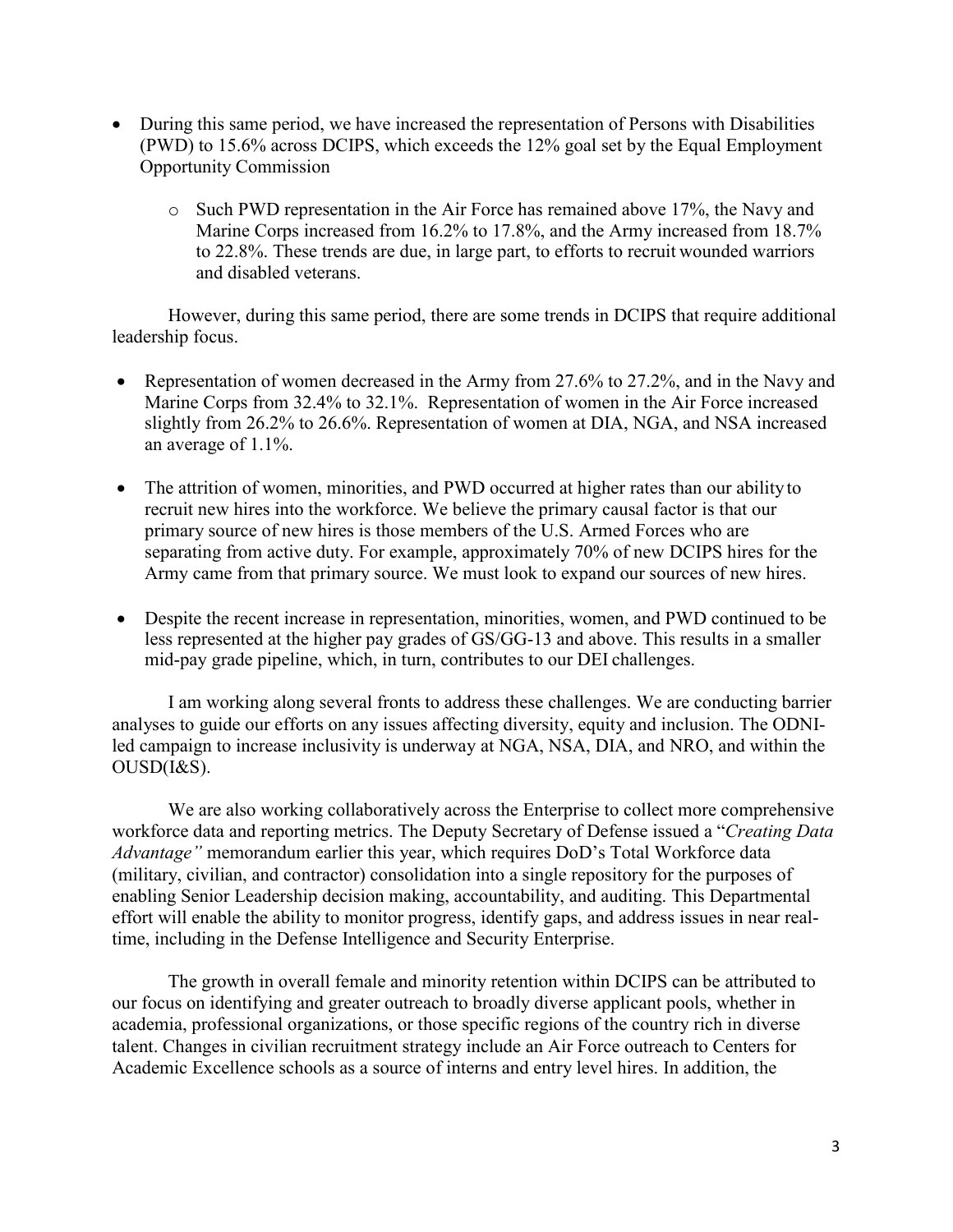- During this same period, we have increased the representation of Persons with Disabilities (PWD) to 15.6% across DCIPS, which exceeds the 12% goal set by the Equal Employment Opportunity Commission
    - Such PWD representation in the Air Force has remained above 17%, the Navy and Marine Corps increased from 16.2% to 17.8%, and the Army increased from 18.7% to 22.8%. These trends are due, in large part, to efforts to recruit wounded warriors and disabled veterans.

However, during this same period, there are some trends in DCIPS that require additional leadership focus.

- Representation of women decreased in the Army from 27.6% to 27.2%, and in the Navy and Marine Corps from 32.4% to 32.1%. Representation of women in the Air Force increased slightly from 26.2% to 26.6%. Representation of women at DIA, NGA, and NSA increased an average of 1.1%.

- The attrition of women, minorities, and PWD occurred at higher rates than our ability to recruit new hires into the workforce. We believe the primary causal factor is that our primary source of new hires is those members of the U.S. Armed Forces who are separating from active duty. For example, approximately 70% of new DCIPS hires for the Army came from that primary source. We must look to expand our sources of new hires.

- Despite the recent increase in representation, minorities, women, and PWD continued to be less represented at the higher pay grades of GS/GG-13 and above. This results in a smaller mid-pay grade pipeline, which, in turn, contributes to our DEI challenges.

I am working along several fronts to address these challenges. We are conducting barrier analyses to guide our efforts on any issues affecting diversity, equity and inclusion. The ODNI-led campaign to increase inclusivity is underway at NGA, NSA, DIA, and NRO, and within the OUSD(I&S).

We are also working collaboratively across the Enterprise to collect more comprehensive workforce data and reporting metrics. The Deputy Secretary of Defense issued a "*Creating Data Advantage"* memorandum earlier this year, which requires DoD's Total Workforce data (military, civilian, and contractor) consolidation into a single repository for the purposes of enabling Senior Leadership decision making, accountability, and auditing. This Departmental effort will enable the ability to monitor progress, identify gaps, and address issues in near real-time, including in the Defense Intelligence and Security Enterprise.

The growth in overall female and minority retention within DCIPS can be attributed to our focus on identifying and greater outreach to broadly diverse applicant pools, whether in academia, professional organizations, or those specific regions of the country rich in diverse talent. Changes in civilian recruitment strategy include an Air Force outreach to Centers for Academic Excellence schools as a source of interns and entry level hires. In addition, the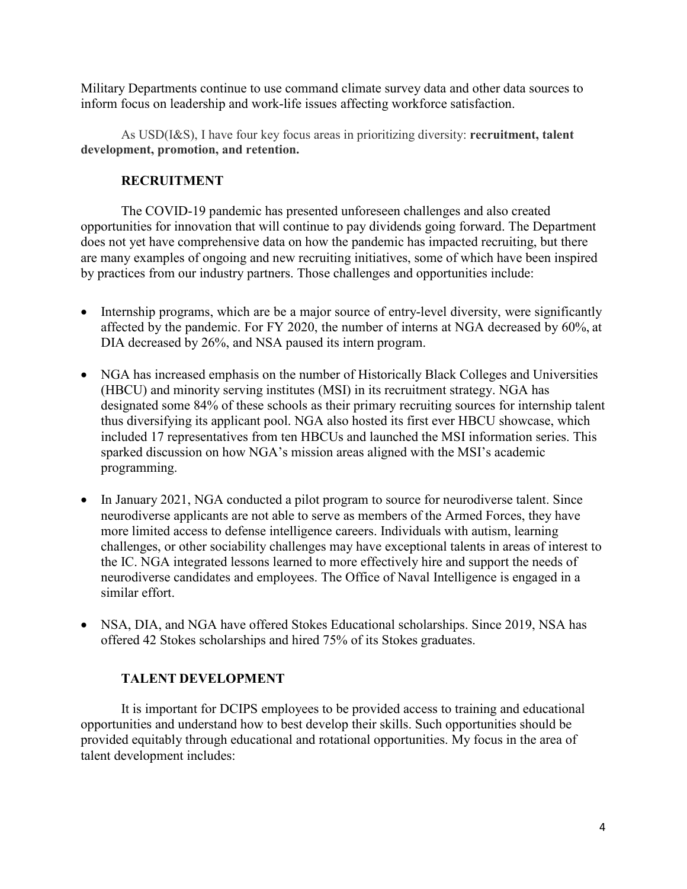Military Departments continue to use command climate survey data and other data sources to inform focus on leadership and work-life issues affecting workforce satisfaction.

As USD(I&S), I have four key focus areas in prioritizing diversity: **recruitment, talent development, promotion, and retention.**

## RECRUITMENT

The COVID-19 pandemic has presented unforeseen challenges and also created opportunities for innovation that will continue to pay dividends going forward. The Department does not yet have comprehensive data on how the pandemic has impacted recruiting, but there are many examples of ongoing and new recruiting initiatives, some of which have been inspired by practices from our industry partners. Those challenges and opportunities include:

- Internship programs, which are be a major source of entry-level diversity, were significantly affected by the pandemic. For FY 2020, the number of interns at NGA decreased by 60%, at DIA decreased by 26%, and NSA paused its intern program.
- NGA has increased emphasis on the number of Historically Black Colleges and Universities (HBCU) and minority serving institutes (MSI) in its recruitment strategy. NGA has designated some 84% of these schools as their primary recruiting sources for internship talent thus diversifying its applicant pool. NGA also hosted its first ever HBCU showcase, which included 17 representatives from ten HBCUs and launched the MSI information series. This sparked discussion on how NGA's mission areas aligned with the MSI's academic programming.
- In January 2021, NGA conducted a pilot program to source for neurodiverse talent. Since neurodiverse applicants are not able to serve as members of the Armed Forces, they have more limited access to defense intelligence careers. Individuals with autism, learning challenges, or other sociability challenges may have exceptional talents in areas of interest to the IC. NGA integrated lessons learned to more effectively hire and support the needs of neurodiverse candidates and employees. The Office of Naval Intelligence is engaged in a similar effort.
- NSA, DIA, and NGA have offered Stokes Educational scholarships. Since 2019, NSA has offered 42 Stokes scholarships and hired 75% of its Stokes graduates.

## TALENT DEVELOPMENT

It is important for DCIPS employees to be provided access to training and educational opportunities and understand how to best develop their skills. Such opportunities should be provided equitably through educational and rotational opportunities. My focus in the area of talent development includes: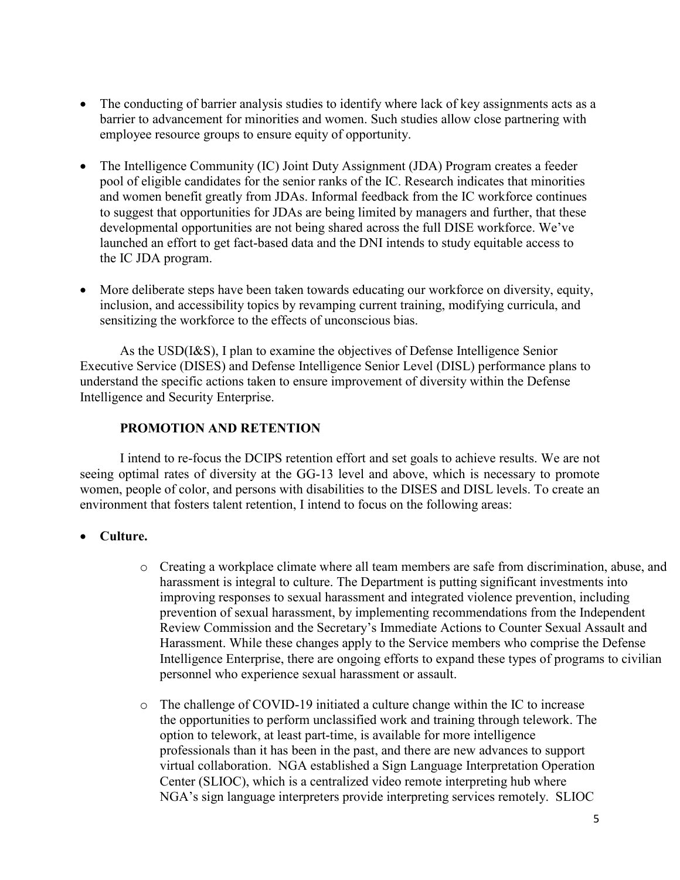- The conducting of barrier analysis studies to identify where lack of key assignments acts as a barrier to advancement for minorities and women. Such studies allow close partnering with employee resource groups to ensure equity of opportunity.

- The Intelligence Community (IC) Joint Duty Assignment (JDA) Program creates a feeder pool of eligible candidates for the senior ranks of the IC. Research indicates that minorities and women benefit greatly from JDAs. Informal feedback from the IC workforce continues to suggest that opportunities for JDAs are being limited by managers and further, that these developmental opportunities are not being shared across the full DISE workforce. We've launched an effort to get fact-based data and the DNI intends to study equitable access to the IC JDA program.

- More deliberate steps have been taken towards educating our workforce on diversity, equity, inclusion, and accessibility topics by revamping current training, modifying curricula, and sensitizing the workforce to the effects of unconscious bias.

As the USD(I&S), I plan to examine the objectives of Defense Intelligence Senior Executive Service (DISES) and Defense Intelligence Senior Level (DISL) performance plans to understand the specific actions taken to ensure improvement of diversity within the Defense Intelligence and Security Enterprise.

## PROMOTION AND RETENTION

I intend to re-focus the DCIPS retention effort and set goals to achieve results. We are not seeing optimal rates of diversity at the GG-13 level and above, which is necessary to promote women, people of color, and persons with disabilities to the DISES and DISL levels. To create an environment that fosters talent retention, I intend to focus on the following areas:

- **Culture.**
  - Creating a workplace climate where all team members are safe from discrimination, abuse, and harassment is integral to culture. The Department is putting significant investments into improving responses to sexual harassment and integrated violence prevention, including prevention of sexual harassment, by implementing recommendations from the Independent Review Commission and the Secretary's Immediate Actions to Counter Sexual Assault and Harassment. While these changes apply to the Service members who comprise the Defense Intelligence Enterprise, there are ongoing efforts to expand these types of programs to civilian personnel who experience sexual harassment or assault.
  - The challenge of COVID-19 initiated a culture change within the IC to increase the opportunities to perform unclassified work and training through telework. The option to telework, at least part-time, is available for more intelligence professionals than it has been in the past, and there are new advances to support virtual collaboration. NGA established a Sign Language Interpretation Operation Center (SLIOC), which is a centralized video remote interpreting hub where NGA's sign language interpreters provide interpreting services remotely. SLIOC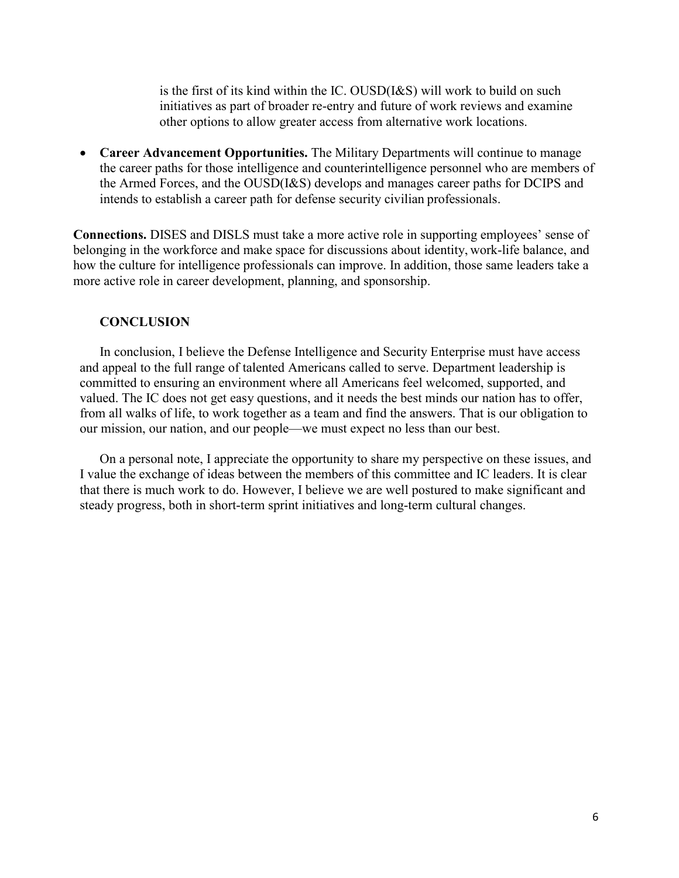is the first of its kind within the IC. OUSD(I&S) will work to build on such initiatives as part of broader re-entry and future of work reviews and examine other options to allow greater access from alternative work locations.

- **Career Advancement Opportunities.** The Military Departments will continue to manage the career paths for those intelligence and counterintelligence personnel who are members of the Armed Forces, and the OUSD(I&S) develops and manages career paths for DCIPS and intends to establish a career path for defense security civilian professionals.

**Connections.** DISES and DISLS must take a more active role in supporting employees' sense of belonging in the workforce and make space for discussions about identity, work-life balance, and how the culture for intelligence professionals can improve. In addition, those same leaders take a more active role in career development, planning, and sponsorship.

## CONCLUSION

In conclusion, I believe the Defense Intelligence and Security Enterprise must have access and appeal to the full range of talented Americans called to serve. Department leadership is committed to ensuring an environment where all Americans feel welcomed, supported, and valued. The IC does not get easy questions, and it needs the best minds our nation has to offer, from all walks of life, to work together as a team and find the answers. That is our obligation to our mission, our nation, and our people—we must expect no less than our best.

On a personal note, I appreciate the opportunity to share my perspective on these issues, and I value the exchange of ideas between the members of this committee and IC leaders. It is clear that there is much work to do. However, I believe we are well postured to make significant and steady progress, both in short-term sprint initiatives and long-term cultural changes.